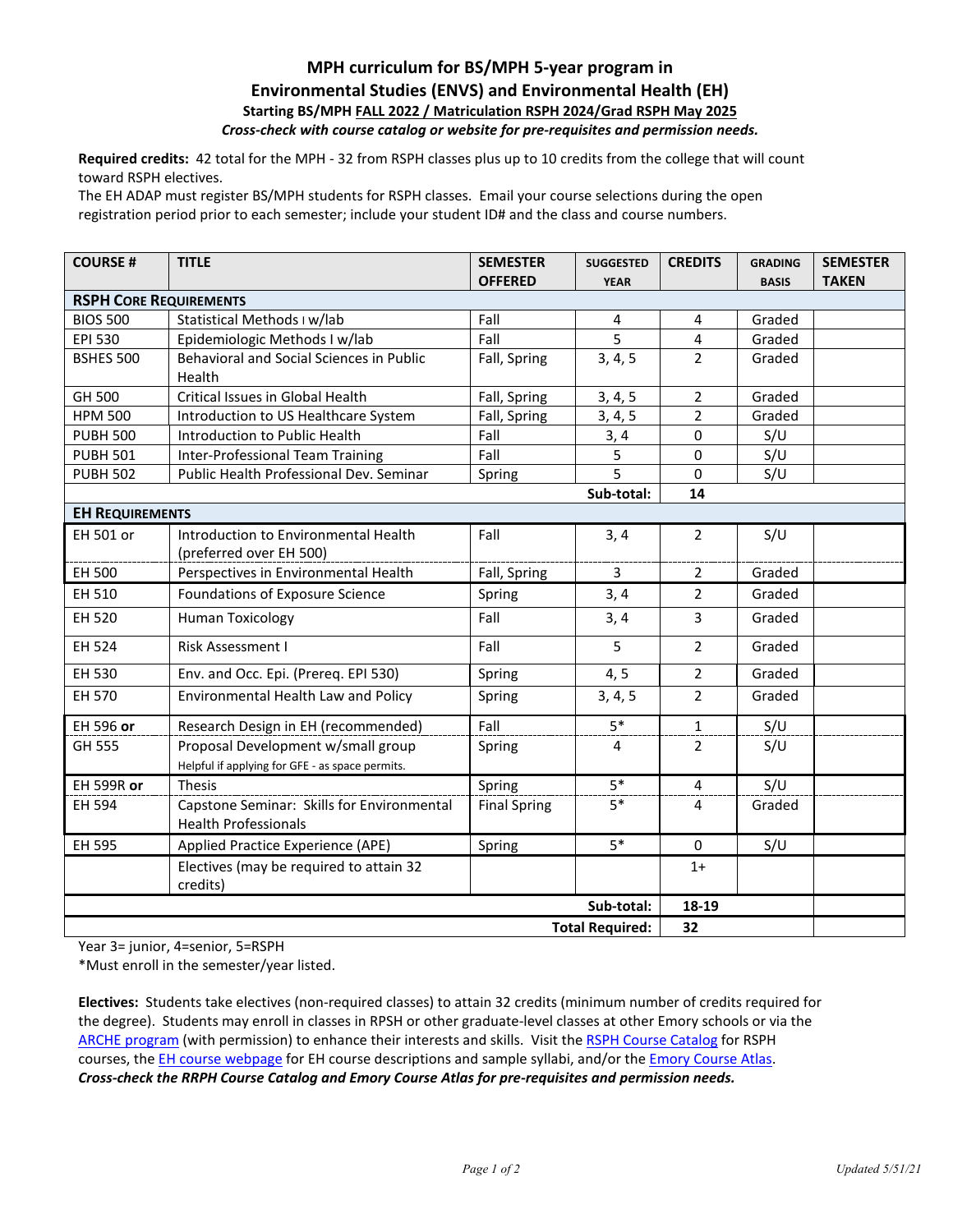# MPH curriculum for BS/MPH 5-year program in Environmental Studies (ENVS) and Environmental Health (EH)

**Starting BS/MPH FALL 2022 / Matriculation RSPH 2024/Grad RSPH May 2025**

***Cross-check with course catalog or website for pre-requisites and permission needs.***

**Required credits:** 42 total for the MPH - 32 from RSPH classes plus up to 10 credits from the college that will count toward RSPH electives.
The EH ADAP must register BS/MPH students for RSPH classes. Email your course selections during the open registration period prior to each semester; include your student ID# and the class and course numbers.

| COURSE # | TITLE | SEMESTER OFFERED | SUGGESTED YEAR | CREDITS | GRADING BASIS | SEMESTER TAKEN |
|---|---|---|---|---|---|---|
| **RSPH CORE REQUIREMENTS** | | | | | | |
| BIOS 500 | Statistical Methods I w/lab | Fall | 4 | 4 | Graded | |
| EPI 530 | Epidemiologic Methods I w/lab | Fall | 5 | 4 | Graded | |
| BSHES 500 | Behavioral and Social Sciences in Public Health | Fall, Spring | 3, 4, 5 | 2 | Graded | |
| GH 500 | Critical Issues in Global Health | Fall, Spring | 3, 4, 5 | 2 | Graded | |
| HPM 500 | Introduction to US Healthcare System | Fall, Spring | 3, 4, 5 | 2 | Graded | |
| PUBH 500 | Introduction to Public Health | Fall | 3, 4 | 0 | S/U | |
| PUBH 501 | Inter-Professional Team Training | Fall | 5 | 0 | S/U | |
| PUBH 502 | Public Health Professional Dev. Seminar | Spring | 5 | 0 | S/U | |
| | | | **Sub-total:** | **14** | | |
| **EH REQUIREMENTS** | | | | | | |
| EH 501 or | Introduction to Environmental Health (preferred over EH 500) | Fall | 3, 4 | 2 | S/U | |
| EH 500 | Perspectives in Environmental Health | Fall, Spring | 3 | 2 | Graded | |
| EH 510 | Foundations of Exposure Science | Spring | 3, 4 | 2 | Graded | |
| EH 520 | Human Toxicology | Fall | 3, 4 | 3 | Graded | |
| EH 524 | Risk Assessment I | Fall | 5 | 2 | Graded | |
| EH 530 | Env. and Occ. Epi. (Prereq. EPI 530) | Spring | 4, 5 | 2 | Graded | |
| EH 570 | Environmental Health Law and Policy | Spring | 3, 4, 5 | 2 | Graded | |
| EH 596 **or** | Research Design in EH (recommended) | Fall | 5* | 1 | S/U | |
| GH 555 | Proposal Development w/small group<br>Helpful if applying for GFE - as space permits. | Spring | 4 | 2 | S/U | |
| EH 599R **or** | Thesis | Spring | 5* | 4 | S/U | |
| EH 594 | Capstone Seminar: Skills for Environmental Health Professionals | Final Spring | 5* | 4 | Graded | |
| EH 595 | Applied Practice Experience (APE) | Spring | 5* | 0 | S/U | |
| | Electives (may be required to attain 32 credits) | | | 1+ | | |
| | | | **Sub-total:** | **18-19** | | |
| | | | **Total Required:** | **32** | | |

Year 3= junior, 4=senior, 5=RSPH
*Must enroll in the semester/year listed.

**Electives:** Students take electives (non-required classes) to attain 32 credits (minimum number of credits required for the degree). Students may enroll in classes in RPSH or other graduate-level classes at other Emory schools or via the ARCHE program (with permission) to enhance their interests and skills. Visit the RSPH Course Catalog for RSPH courses, the EH course webpage for EH course descriptions and sample syllabi, and/or the Emory Course Atlas.
***Cross-check the RRPH Course Catalog and Emory Course Atlas for pre-requisites and permission needs.***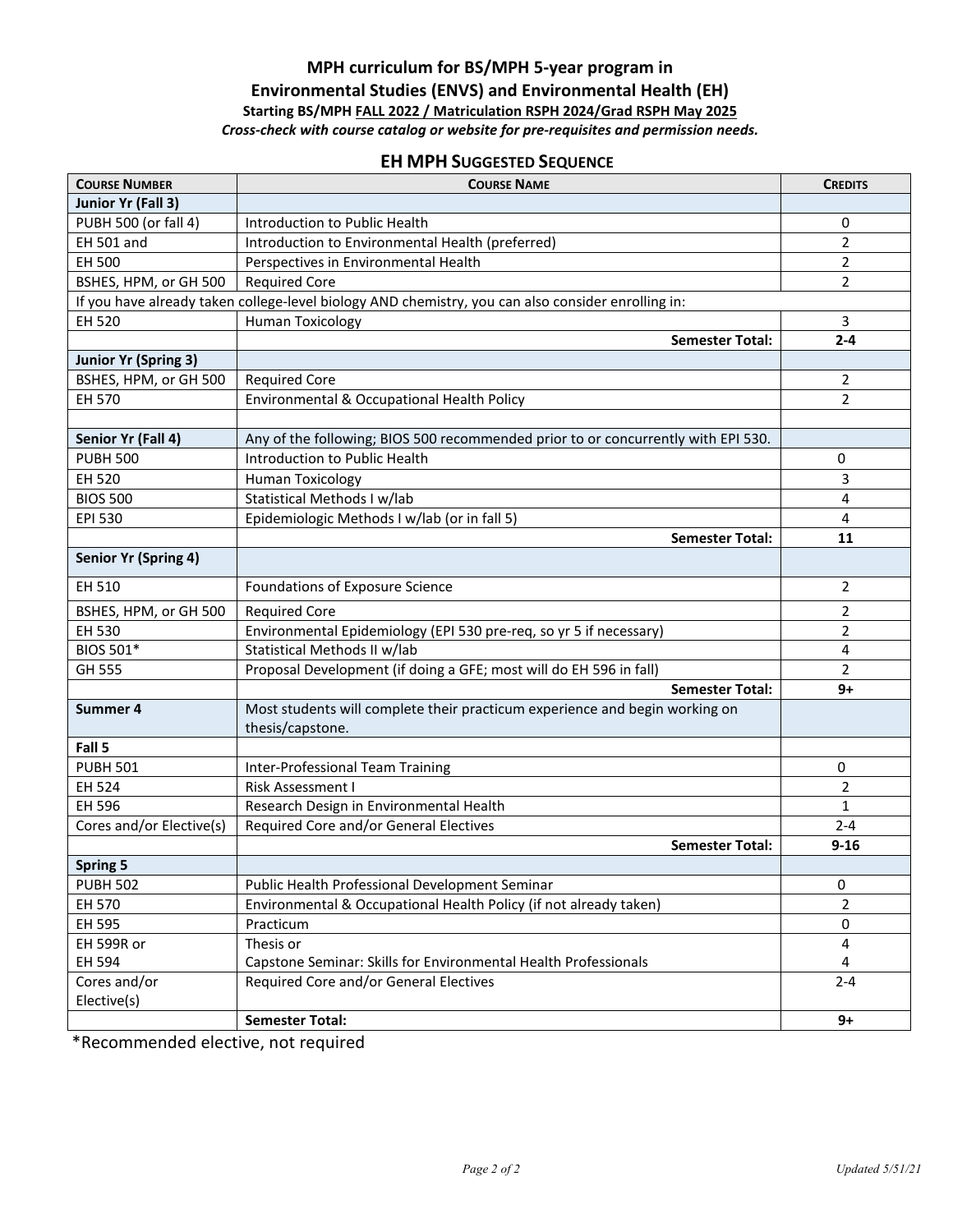# MPH curriculum for BS/MPH 5-year program in Environmental Studies (ENVS) and Environmental Health (EH)

**Starting BS/MPH FALL 2022 / Matriculation RSPH 2024/Grad RSPH May 2025**

***Cross-check with course catalog or website for pre-requisites and permission needs.***

## EH MPH Suggested Sequence

| Course Number | Course Name | Credits |
|---|---|---|
| **Junior Yr (Fall 3)** | | |
| PUBH 500 (or fall 4) | Introduction to Public Health | 0 |
| EH 501 and | Introduction to Environmental Health (preferred) | 2 |
| EH 500 | Perspectives in Environmental Health | 2 |
| BSHES, HPM, or GH 500 | Required Core | 2 |
| If you have already taken college-level biology AND chemistry, you can also consider enrolling in: | | |
| EH 520 | Human Toxicology | 3 |
| | **Semester Total:** | **2-4** |
| **Junior Yr (Spring 3)** | | |
| BSHES, HPM, or GH 500 | Required Core | 2 |
| EH 570 | Environmental & Occupational Health Policy | 2 |
| | | |
| **Senior Yr (Fall 4)** | Any of the following; BIOS 500 recommended prior to or concurrently with EPI 530. | |
| PUBH 500 | Introduction to Public Health | 0 |
| EH 520 | Human Toxicology | 3 |
| BIOS 500 | Statistical Methods I w/lab | 4 |
| EPI 530 | Epidemiologic Methods I w/lab (or in fall 5) | 4 |
| | **Semester Total:** | **11** |
| **Senior Yr (Spring 4)** | | |
| EH 510 | Foundations of Exposure Science | 2 |
| BSHES, HPM, or GH 500 | Required Core | 2 |
| EH 530 | Environmental Epidemiology (EPI 530 pre-req, so yr 5 if necessary) | 2 |
| BIOS 501* | Statistical Methods II w/lab | 4 |
| GH 555 | Proposal Development (if doing a GFE; most will do EH 596 in fall) | 2 |
| | **Semester Total:** | **9+** |
| **Summer 4** | Most students will complete their practicum experience and begin working on thesis/capstone. | |
| **Fall 5** | | |
| PUBH 501 | Inter-Professional Team Training | 0 |
| EH 524 | Risk Assessment I | 2 |
| EH 596 | Research Design in Environmental Health | 1 |
| Cores and/or Elective(s) | Required Core and/or General Electives | 2-4 |
| | **Semester Total:** | **9-16** |
| **Spring 5** | | |
| PUBH 502 | Public Health Professional Development Seminar | 0 |
| EH 570 | Environmental & Occupational Health Policy (if not already taken) | 2 |
| EH 595 | Practicum | 0 |
| EH 599R or<br>EH 594 | Thesis or<br>Capstone Seminar: Skills for Environmental Health Professionals | 4<br>4 |
| Cores and/or Elective(s) | Required Core and/or General Electives | 2-4 |
| | **Semester Total:** | **9+** |

*Recommended elective, not required

*Updated 5/51/21*